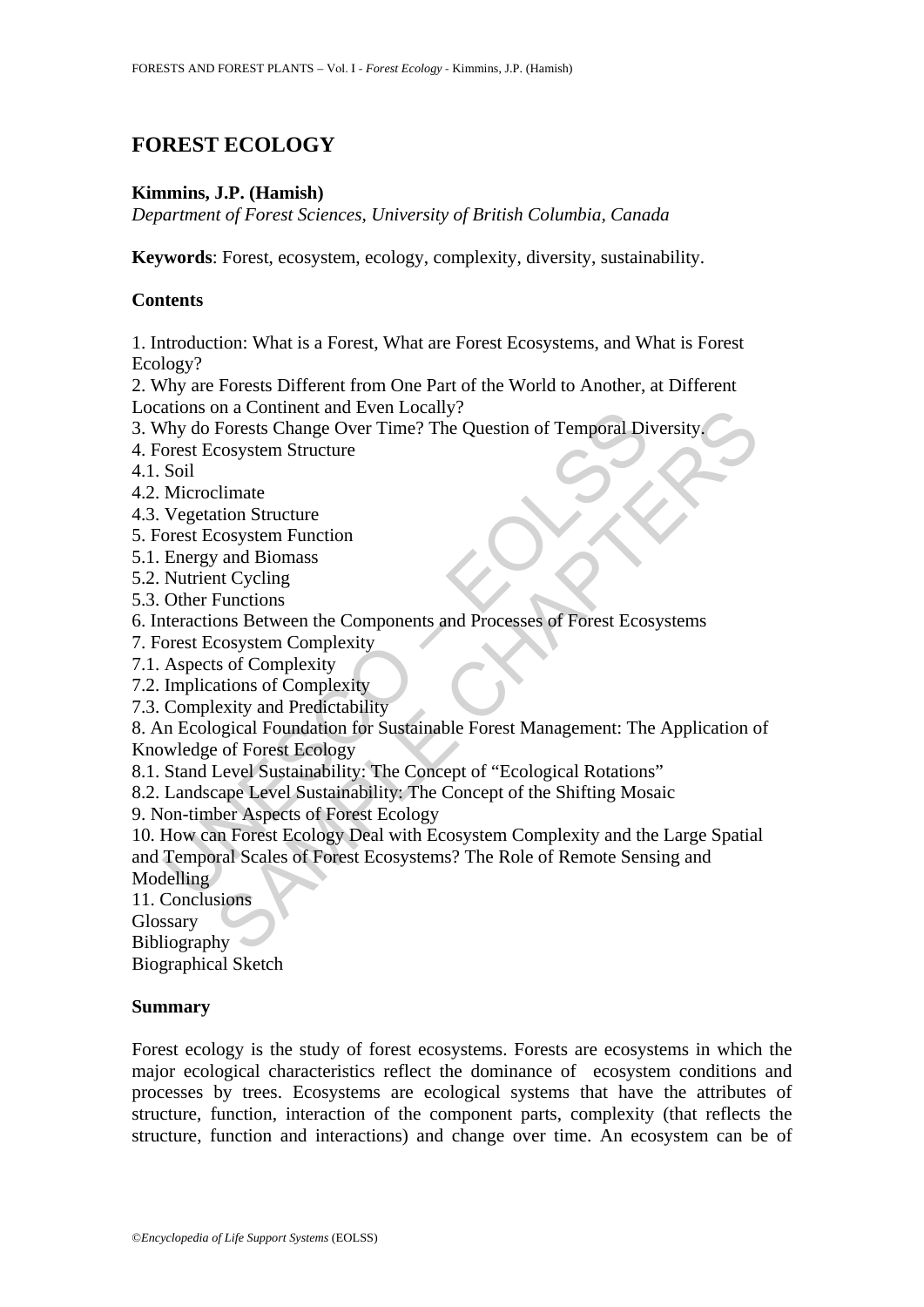# FOREST ECOLOGY

**Kimmins, J.P. (Hamish)**

*Department of Forest Sciences, University of British Columbia, Canada*

**Keywords**: Forest, ecosystem, ecology, complexity, diversity, sustainability.

## Contents

1. Introduction: What is a Forest, What are Forest Ecosystems, and What is Forest Ecology?
2. Why are Forests Different from One Part of the World to Another, at Different Locations on a Continent and Even Locally?
3. Why do Forests Change Over Time? The Question of Temporal Diversity.
4. Forest Ecosystem Structure
4.1. Soil
4.2. Microclimate
4.3. Vegetation Structure
5. Forest Ecosystem Function
5.1. Energy and Biomass
5.2. Nutrient Cycling
5.3. Other Functions
6. Interactions Between the Components and Processes of Forest Ecosystems
7. Forest Ecosystem Complexity
7.1. Aspects of Complexity
7.2. Implications of Complexity
7.3. Complexity and Predictability
8. An Ecological Foundation for Sustainable Forest Management: The Application of Knowledge of Forest Ecology
8.1. Stand Level Sustainability: The Concept of "Ecological Rotations"
8.2. Landscape Level Sustainability: The Concept of the Shifting Mosaic
9. Non-timber Aspects of Forest Ecology
10. How can Forest Ecology Deal with Ecosystem Complexity and the Large Spatial and Temporal Scales of Forest Ecosystems? The Role of Remote Sensing and Modelling
11. Conclusions

Glossary

Bibliography

Biographical Sketch

## Summary

Forest ecology is the study of forest ecosystems. Forests are ecosystems in which the major ecological characteristics reflect the dominance of ecosystem conditions and processes by trees. Ecosystems are ecological systems that have the attributes of structure, function, interaction of the component parts, complexity (that reflects the structure, function and interactions) and change over time. An ecosystem can be of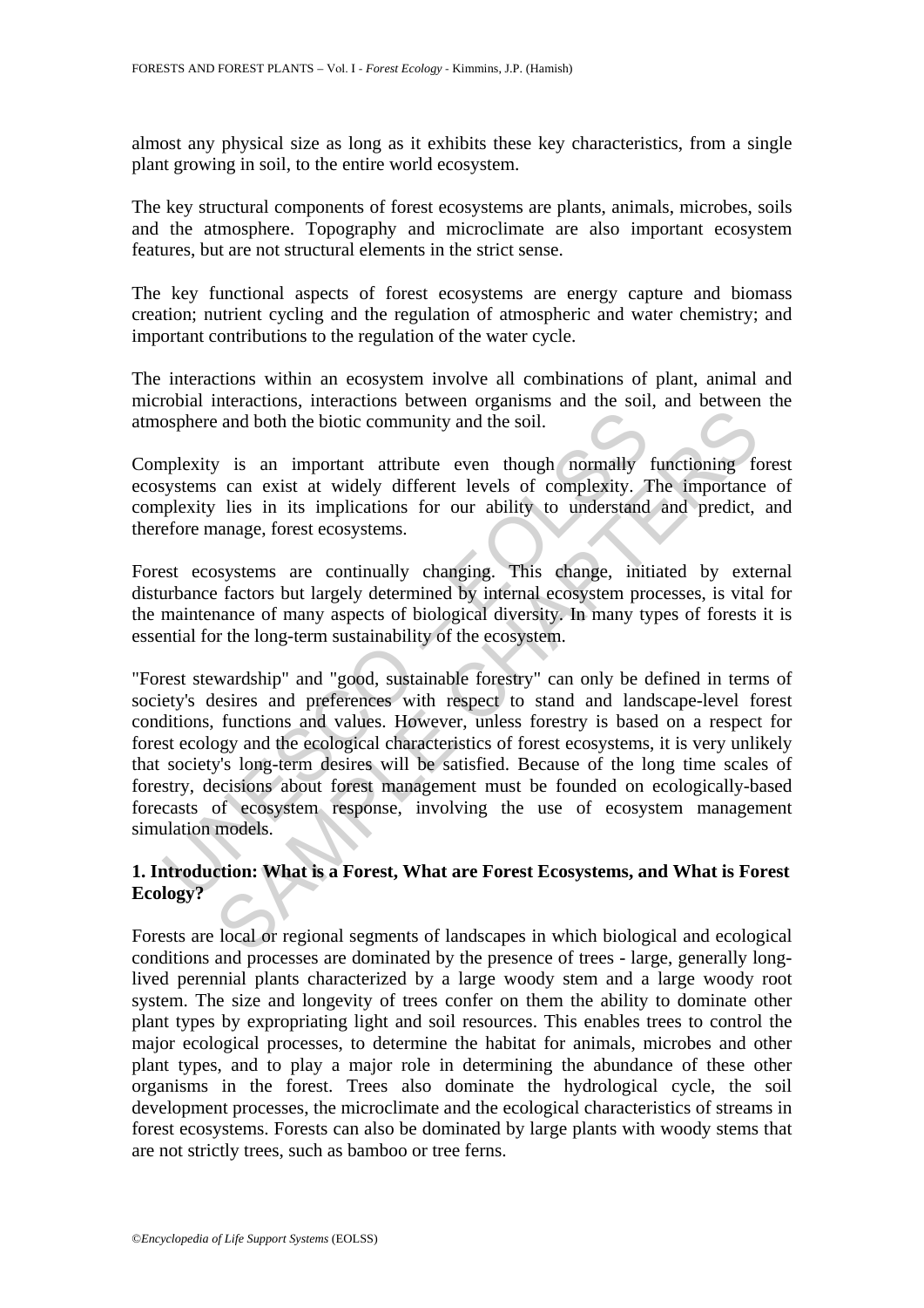almost any physical size as long as it exhibits these key characteristics, from a single plant growing in soil, to the entire world ecosystem.

The key structural components of forest ecosystems are plants, animals, microbes, soils and the atmosphere. Topography and microclimate are also important ecosystem features, but are not structural elements in the strict sense.

The key functional aspects of forest ecosystems are energy capture and biomass creation; nutrient cycling and the regulation of atmospheric and water chemistry; and important contributions to the regulation of the water cycle.

The interactions within an ecosystem involve all combinations of plant, animal and microbial interactions, interactions between organisms and the soil, and between the atmosphere and both the biotic community and the soil.

Complexity is an important attribute even though normally functioning forest ecosystems can exist at widely different levels of complexity. The importance of complexity lies in its implications for our ability to understand and predict, and therefore manage, forest ecosystems.

Forest ecosystems are continually changing. This change, initiated by external disturbance factors but largely determined by internal ecosystem processes, is vital for the maintenance of many aspects of biological diversity. In many types of forests it is essential for the long-term sustainability of the ecosystem.

"Forest stewardship" and "good, sustainable forestry" can only be defined in terms of society's desires and preferences with respect to stand and landscape-level forest conditions, functions and values. However, unless forestry is based on a respect for forest ecology and the ecological characteristics of forest ecosystems, it is very unlikely that society's long-term desires will be satisfied. Because of the long time scales of forestry, decisions about forest management must be founded on ecologically-based forecasts of ecosystem response, involving the use of ecosystem management simulation models.

## 1. Introduction: What is a Forest, What are Forest Ecosystems, and What is Forest Ecology?

Forests are local or regional segments of landscapes in which biological and ecological conditions and processes are dominated by the presence of trees - large, generally long-lived perennial plants characterized by a large woody stem and a large woody root system. The size and longevity of trees confer on them the ability to dominate other plant types by expropriating light and soil resources. This enables trees to control the major ecological processes, to determine the habitat for animals, microbes and other plant types, and to play a major role in determining the abundance of these other organisms in the forest. Trees also dominate the hydrological cycle, the soil development processes, the microclimate and the ecological characteristics of streams in forest ecosystems. Forests can also be dominated by large plants with woody stems that are not strictly trees, such as bamboo or tree ferns.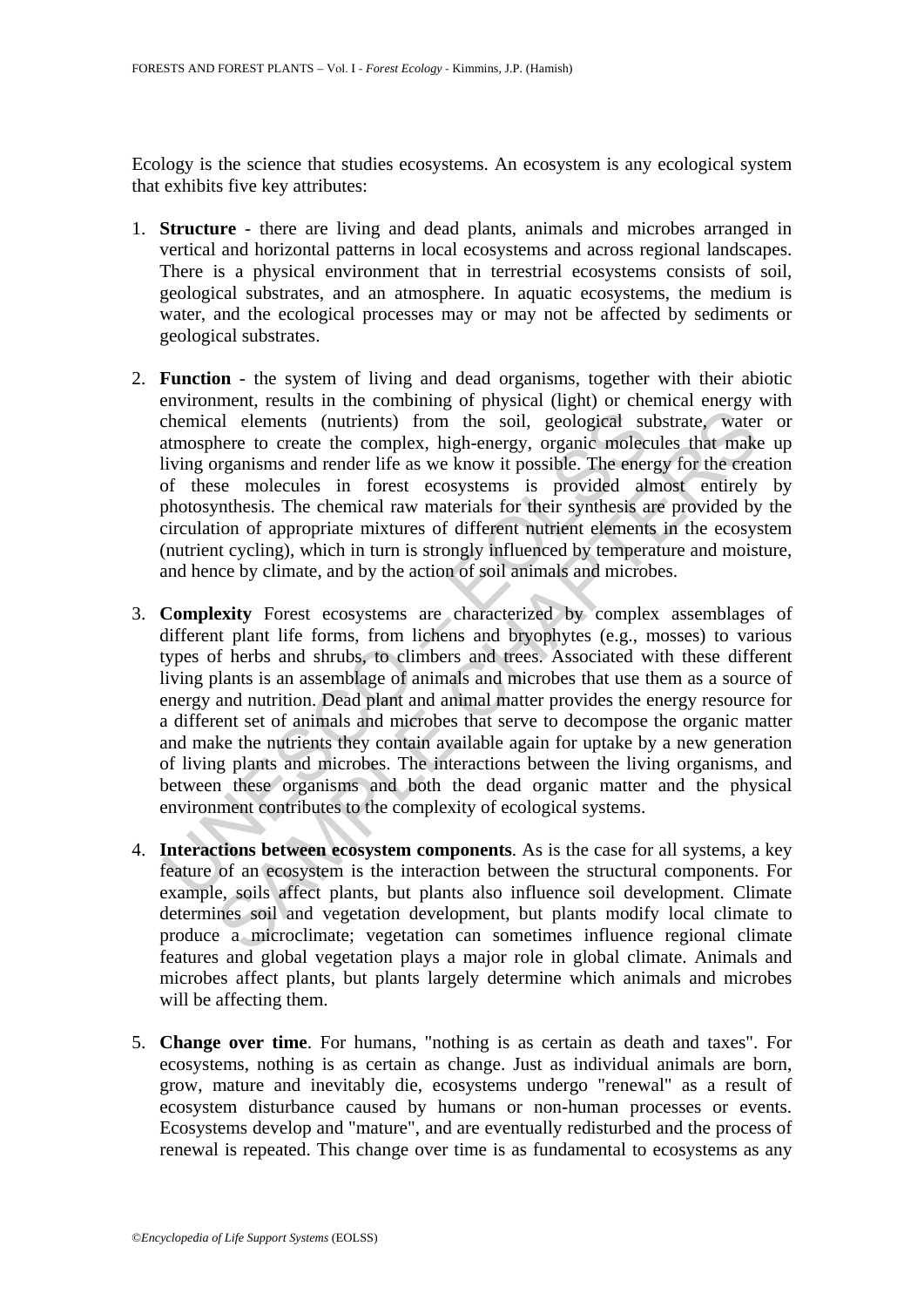Ecology is the science that studies ecosystems. An ecosystem is any ecological system that exhibits five key attributes:

1. **Structure** - there are living and dead plants, animals and microbes arranged in vertical and horizontal patterns in local ecosystems and across regional landscapes. There is a physical environment that in terrestrial ecosystems consists of soil, geological substrates, and an atmosphere. In aquatic ecosystems, the medium is water, and the ecological processes may or may not be affected by sediments or geological substrates.

2. **Function** - the system of living and dead organisms, together with their abiotic environment, results in the combining of physical (light) or chemical energy with chemical elements (nutrients) from the soil, geological substrate, water or atmosphere to create the complex, high-energy, organic molecules that make up living organisms and render life as we know it possible. The energy for the creation of these molecules in forest ecosystems is provided almost entirely by photosynthesis. The chemical raw materials for their synthesis are provided by the circulation of appropriate mixtures of different nutrient elements in the ecosystem (nutrient cycling), which in turn is strongly influenced by temperature and moisture, and hence by climate, and by the action of soil animals and microbes.

3. **Complexity** Forest ecosystems are characterized by complex assemblages of different plant life forms, from lichens and bryophytes (e.g., mosses) to various types of herbs and shrubs, to climbers and trees. Associated with these different living plants is an assemblage of animals and microbes that use them as a source of energy and nutrition. Dead plant and animal matter provides the energy resource for a different set of animals and microbes that serve to decompose the organic matter and make the nutrients they contain available again for uptake by a new generation of living plants and microbes. The interactions between the living organisms, and between these organisms and both the dead organic matter and the physical environment contributes to the complexity of ecological systems.

4. **Interactions between ecosystem components**. As is the case for all systems, a key feature of an ecosystem is the interaction between the structural components. For example, soils affect plants, but plants also influence soil development. Climate determines soil and vegetation development, but plants modify local climate to produce a microclimate; vegetation can sometimes influence regional climate features and global vegetation plays a major role in global climate. Animals and microbes affect plants, but plants largely determine which animals and microbes will be affecting them.

5. **Change over time**. For humans, "nothing is as certain as death and taxes". For ecosystems, nothing is as certain as change. Just as individual animals are born, grow, mature and inevitably die, ecosystems undergo "renewal" as a result of ecosystem disturbance caused by humans or non-human processes or events. Ecosystems develop and "mature", and are eventually redisturbed and the process of renewal is repeated. This change over time is as fundamental to ecosystems as any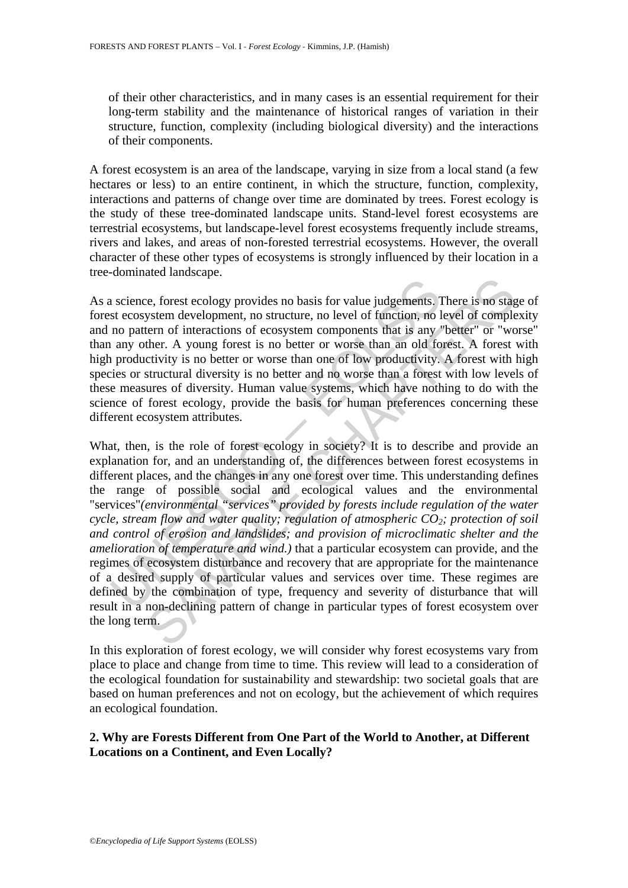of their other characteristics, and in many cases is an essential requirement for their long-term stability and the maintenance of historical ranges of variation in their structure, function, complexity (including biological diversity) and the interactions of their components.

A forest ecosystem is an area of the landscape, varying in size from a local stand (a few hectares or less) to an entire continent, in which the structure, function, complexity, interactions and patterns of change over time are dominated by trees. Forest ecology is the study of these tree-dominated landscape units. Stand-level forest ecosystems are terrestrial ecosystems, but landscape-level forest ecosystems frequently include streams, rivers and lakes, and areas of non-forested terrestrial ecosystems. However, the overall character of these other types of ecosystems is strongly influenced by their location in a tree-dominated landscape.

As a science, forest ecology provides no basis for value judgements. There is no stage of forest ecosystem development, no structure, no level of function, no level of complexity and no pattern of interactions of ecosystem components that is any "better" or "worse" than any other. A young forest is no better or worse than an old forest. A forest with high productivity is no better or worse than one of low productivity. A forest with high species or structural diversity is no better and no worse than a forest with low levels of these measures of diversity. Human value systems, which have nothing to do with the science of forest ecology, provide the basis for human preferences concerning these different ecosystem attributes.

What, then, is the role of forest ecology in society? It is to describe and provide an explanation for, and an understanding of, the differences between forest ecosystems in different places, and the changes in any one forest over time. This understanding defines the range of possible social and ecological values and the environmental "services"*(environmental "services" provided by forests include regulation of the water cycle, stream flow and water quality; regulation of atmospheric $CO_2$; protection of soil and control of erosion and landslides; and provision of microclimatic shelter and the amelioration of temperature and wind.)* that a particular ecosystem can provide, and the regimes of ecosystem disturbance and recovery that are appropriate for the maintenance of a desired supply of particular values and services over time. These regimes are defined by the combination of type, frequency and severity of disturbance that will result in a non-declining pattern of change in particular types of forest ecosystem over the long term.

In this exploration of forest ecology, we will consider why forest ecosystems vary from place to place and change from time to time. This review will lead to a consideration of the ecological foundation for sustainability and stewardship: two societal goals that are based on human preferences and not on ecology, but the achievement of which requires an ecological foundation.

## 2. Why are Forests Different from One Part of the World to Another, at Different Locations on a Continent, and Even Locally?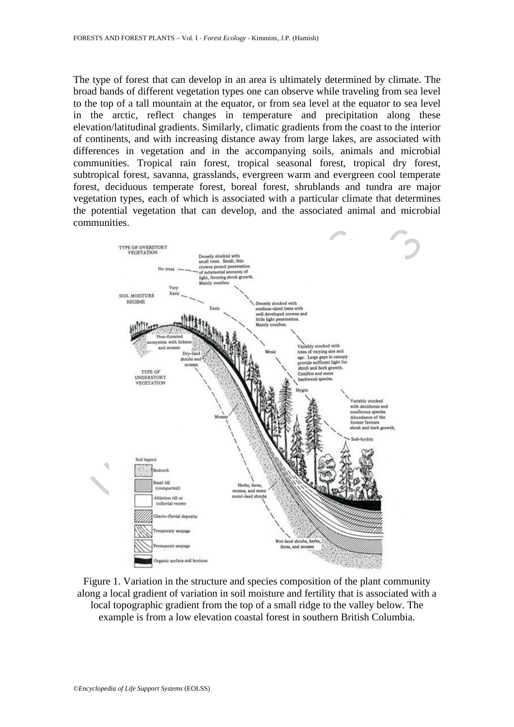The type of forest that can develop in an area is ultimately determined by climate. The broad bands of different vegetation types one can observe while traveling from sea level to the top of a tall mountain at the equator, or from sea level at the equator to sea level in the arctic, reflect changes in temperature and precipitation along these elevation/latitudinal gradients. Similarly, climatic gradients from the coast to the interior of continents, and with increasing distance away from large lakes, are associated with differences in vegetation and in the accompanying soils, animals and microbial communities. Tropical rain forest, tropical seasonal forest, tropical dry forest, subtropical forest, savanna, grasslands, evergreen warm and evergreen cool temperate forest, deciduous temperate forest, boreal forest, shrublands and tundra are major vegetation types, each of which is associated with a particular climate that determines the potential vegetation that can develop, and the associated animal and microbial communities.

Figure 1. Variation in the structure and species composition of the plant community along a local gradient of variation in soil moisture and fertility that is associated with a local topographic gradient from the top of a small ridge to the valley below. The example is from a low elevation coastal forest in southern British Columbia.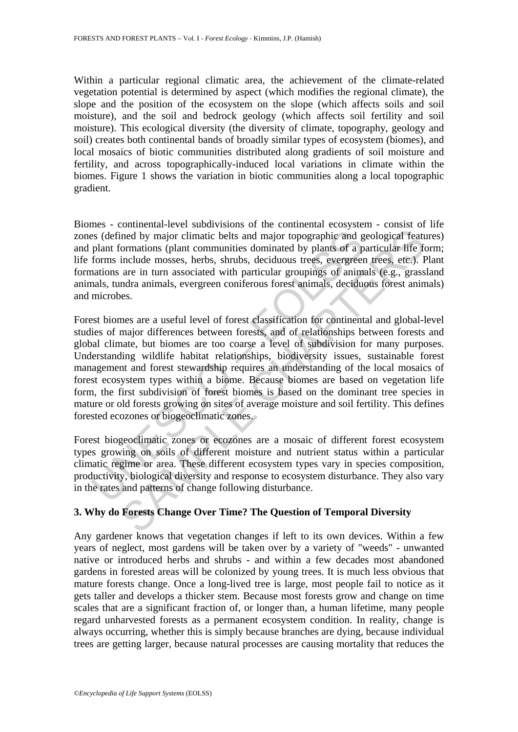Within a particular regional climatic area, the achievement of the climate-related vegetation potential is determined by aspect (which modifies the regional climate), the slope and the position of the ecosystem on the slope (which affects soils and soil moisture), and the soil and bedrock geology (which affects soil fertility and soil moisture). This ecological diversity (the diversity of climate, topography, geology and soil) creates both continental bands of broadly similar types of ecosystem (biomes), and local mosaics of biotic communities distributed along gradients of soil moisture and fertility, and across topographically-induced local variations in climate within the biomes. Figure 1 shows the variation in biotic communities along a local topographic gradient.

Biomes - continental-level subdivisions of the continental ecosystem - consist of life zones (defined by major climatic belts and major topographic and geological features) and plant formations (plant communities dominated by plants of a particular life form; life forms include mosses, herbs, shrubs, deciduous trees, evergreen trees, etc.). Plant formations are in turn associated with particular groupings of animals (e.g., grassland animals, tundra animals, evergreen coniferous forest animals, deciduous forest animals) and microbes.

Forest biomes are a useful level of forest classification for continental and global-level studies of major differences between forests, and of relationships between forests and global climate, but biomes are too coarse a level of subdivision for many purposes. Understanding wildlife habitat relationships, biodiversity issues, sustainable forest management and forest stewardship requires an understanding of the local mosaics of forest ecosystem types within a biome. Because biomes are based on vegetation life form, the first subdivision of forest biomes is based on the dominant tree species in mature or old forests growing on sites of average moisture and soil fertility. This defines forested ecozones or biogeoclimatic zones.

Forest biogeoclimatic zones or ecozones are a mosaic of different forest ecosystem types growing on soils of different moisture and nutrient status within a particular climatic regime or area. These different ecosystem types vary in species composition, productivity, biological diversity and response to ecosystem disturbance. They also vary in the rates and patterns of change following disturbance.

## 3. Why do Forests Change Over Time? The Question of Temporal Diversity

Any gardener knows that vegetation changes if left to its own devices. Within a few years of neglect, most gardens will be taken over by a variety of "weeds" - unwanted native or introduced herbs and shrubs - and within a few decades most abandoned gardens in forested areas will be colonized by young trees. It is much less obvious that mature forests change. Once a long-lived tree is large, most people fail to notice as it gets taller and develops a thicker stem. Because most forests grow and change on time scales that are a significant fraction of, or longer than, a human lifetime, many people regard unharvested forests as a permanent ecosystem condition. In reality, change is always occurring, whether this is simply because branches are dying, because individual trees are getting larger, because natural processes are causing mortality that reduces the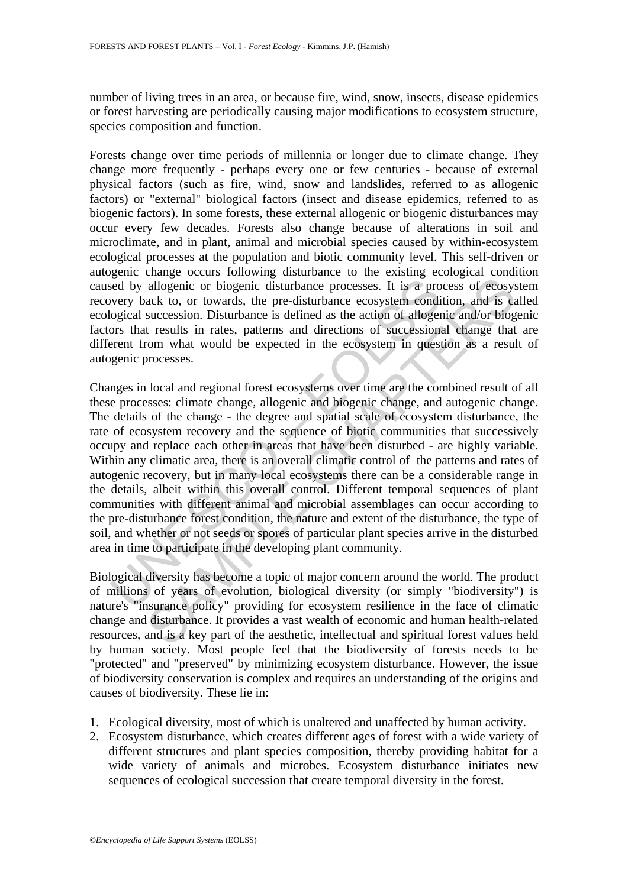number of living trees in an area, or because fire, wind, snow, insects, disease epidemics or forest harvesting are periodically causing major modifications to ecosystem structure, species composition and function.

Forests change over time periods of millennia or longer due to climate change. They change more frequently - perhaps every one or few centuries - because of external physical factors (such as fire, wind, snow and landslides, referred to as allogenic factors) or "external" biological factors (insect and disease epidemics, referred to as biogenic factors). In some forests, these external allogenic or biogenic disturbances may occur every few decades. Forests also change because of alterations in soil and microclimate, and in plant, animal and microbial species caused by within-ecosystem ecological processes at the population and biotic community level. This self-driven or autogenic change occurs following disturbance to the existing ecological condition caused by allogenic or biogenic disturbance processes. It is a process of ecosystem recovery back to, or towards, the pre-disturbance ecosystem condition, and is called ecological succession. Disturbance is defined as the action of allogenic and/or biogenic factors that results in rates, patterns and directions of successional change that are different from what would be expected in the ecosystem in question as a result of autogenic processes.

Changes in local and regional forest ecosystems over time are the combined result of all these processes: climate change, allogenic and biogenic change, and autogenic change. The details of the change - the degree and spatial scale of ecosystem disturbance, the rate of ecosystem recovery and the sequence of biotic communities that successively occupy and replace each other in areas that have been disturbed - are highly variable. Within any climatic area, there is an overall climatic control of the patterns and rates of autogenic recovery, but in many local ecosystems there can be a considerable range in the details, albeit within this overall control. Different temporal sequences of plant communities with different animal and microbial assemblages can occur according to the pre-disturbance forest condition, the nature and extent of the disturbance, the type of soil, and whether or not seeds or spores of particular plant species arrive in the disturbed area in time to participate in the developing plant community.

Biological diversity has become a topic of major concern around the world. The product of millions of years of evolution, biological diversity (or simply "biodiversity") is nature's "insurance policy" providing for ecosystem resilience in the face of climatic change and disturbance. It provides a vast wealth of economic and human health-related resources, and is a key part of the aesthetic, intellectual and spiritual forest values held by human society. Most people feel that the biodiversity of forests needs to be "protected" and "preserved" by minimizing ecosystem disturbance. However, the issue of biodiversity conservation is complex and requires an understanding of the origins and causes of biodiversity. These lie in:

1. Ecological diversity, most of which is unaltered and unaffected by human activity.
2. Ecosystem disturbance, which creates different ages of forest with a wide variety of different structures and plant species composition, thereby providing habitat for a wide variety of animals and microbes. Ecosystem disturbance initiates new sequences of ecological succession that create temporal diversity in the forest.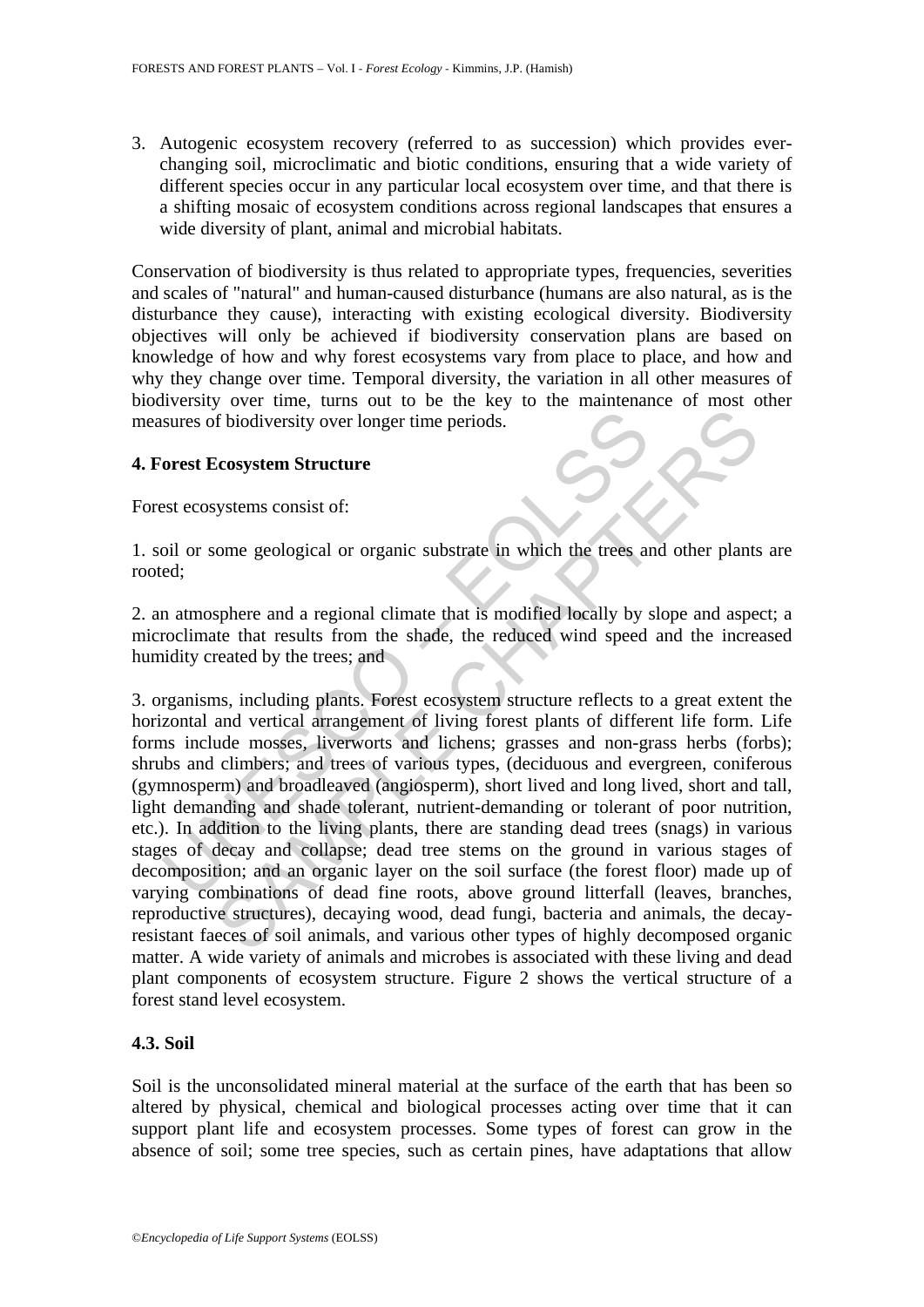3. Autogenic ecosystem recovery (referred to as succession) which provides ever-changing soil, microclimatic and biotic conditions, ensuring that a wide variety of different species occur in any particular local ecosystem over time, and that there is a shifting mosaic of ecosystem conditions across regional landscapes that ensures a wide diversity of plant, animal and microbial habitats.

Conservation of biodiversity is thus related to appropriate types, frequencies, severities and scales of "natural" and human-caused disturbance (humans are also natural, as is the disturbance they cause), interacting with existing ecological diversity. Biodiversity objectives will only be achieved if biodiversity conservation plans are based on knowledge of how and why forest ecosystems vary from place to place, and how and why they change over time. Temporal diversity, the variation in all other measures of biodiversity over time, turns out to be the key to the maintenance of most other measures of biodiversity over longer time periods.

## 4. Forest Ecosystem Structure

Forest ecosystems consist of:

1. soil or some geological or organic substrate in which the trees and other plants are rooted;

2. an atmosphere and a regional climate that is modified locally by slope and aspect; a microclimate that results from the shade, the reduced wind speed and the increased humidity created by the trees; and

3. organisms, including plants. Forest ecosystem structure reflects to a great extent the horizontal and vertical arrangement of living forest plants of different life form. Life forms include mosses, liverworts and lichens; grasses and non-grass herbs (forbs); shrubs and climbers; and trees of various types, (deciduous and evergreen, coniferous (gymnosperm) and broadleaved (angiosperm), short lived and long lived, short and tall, light demanding and shade tolerant, nutrient-demanding or tolerant of poor nutrition, etc.). In addition to the living plants, there are standing dead trees (snags) in various stages of decay and collapse; dead tree stems on the ground in various stages of decomposition; and an organic layer on the soil surface (the forest floor) made up of varying combinations of dead fine roots, above ground litterfall (leaves, branches, reproductive structures), decaying wood, dead fungi, bacteria and animals, the decay-resistant faeces of soil animals, and various other types of highly decomposed organic matter. A wide variety of animals and microbes is associated with these living and dead plant components of ecosystem structure. Figure 2 shows the vertical structure of a forest stand level ecosystem.

### 4.3. Soil

Soil is the unconsolidated mineral material at the surface of the earth that has been so altered by physical, chemical and biological processes acting over time that it can support plant life and ecosystem processes. Some types of forest can grow in the absence of soil; some tree species, such as certain pines, have adaptations that allow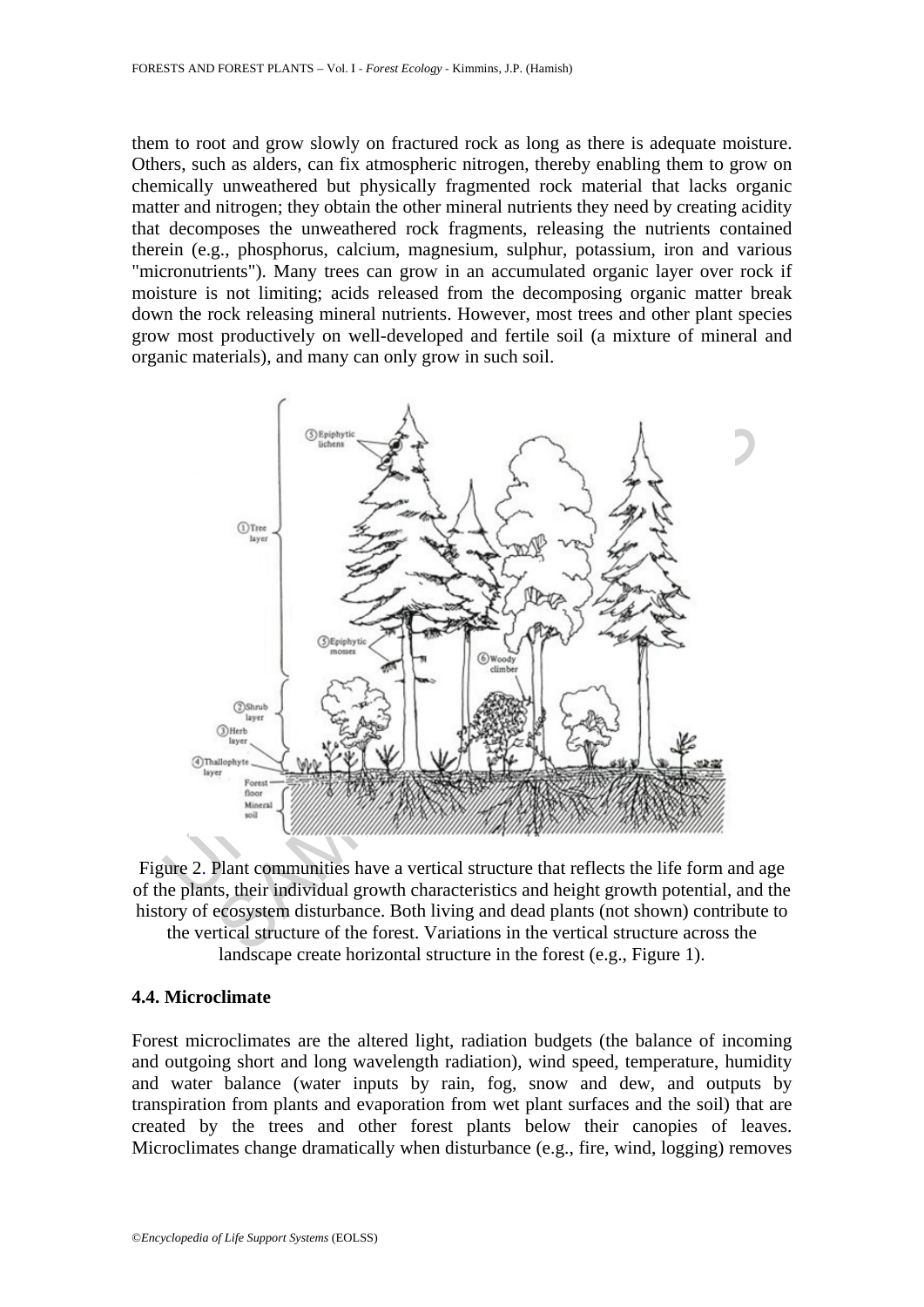them to root and grow slowly on fractured rock as long as there is adequate moisture. Others, such as alders, can fix atmospheric nitrogen, thereby enabling them to grow on chemically unweathered but physically fragmented rock material that lacks organic matter and nitrogen; they obtain the other mineral nutrients they need by creating acidity that decomposes the unweathered rock fragments, releasing the nutrients contained therein (e.g., phosphorus, calcium, magnesium, sulphur, potassium, iron and various "micronutrients"). Many trees can grow in an accumulated organic layer over rock if moisture is not limiting; acids released from the decomposing organic matter break down the rock releasing mineral nutrients. However, most trees and other plant species grow most productively on well-developed and fertile soil (a mixture of mineral and organic materials), and many can only grow in such soil.

Figure 2. Plant communities have a vertical structure that reflects the life form and age of the plants, their individual growth characteristics and height growth potential, and the history of ecosystem disturbance. Both living and dead plants (not shown) contribute to the vertical structure of the forest. Variations in the vertical structure across the landscape create horizontal structure in the forest (e.g., Figure 1).

### 4.4. Microclimate

Forest microclimates are the altered light, radiation budgets (the balance of incoming and outgoing short and long wavelength radiation), wind speed, temperature, humidity and water balance (water inputs by rain, fog, snow and dew, and outputs by transpiration from plants and evaporation from wet plant surfaces and the soil) that are created by the trees and other forest plants below their canopies of leaves. Microclimates change dramatically when disturbance (e.g., fire, wind, logging) removes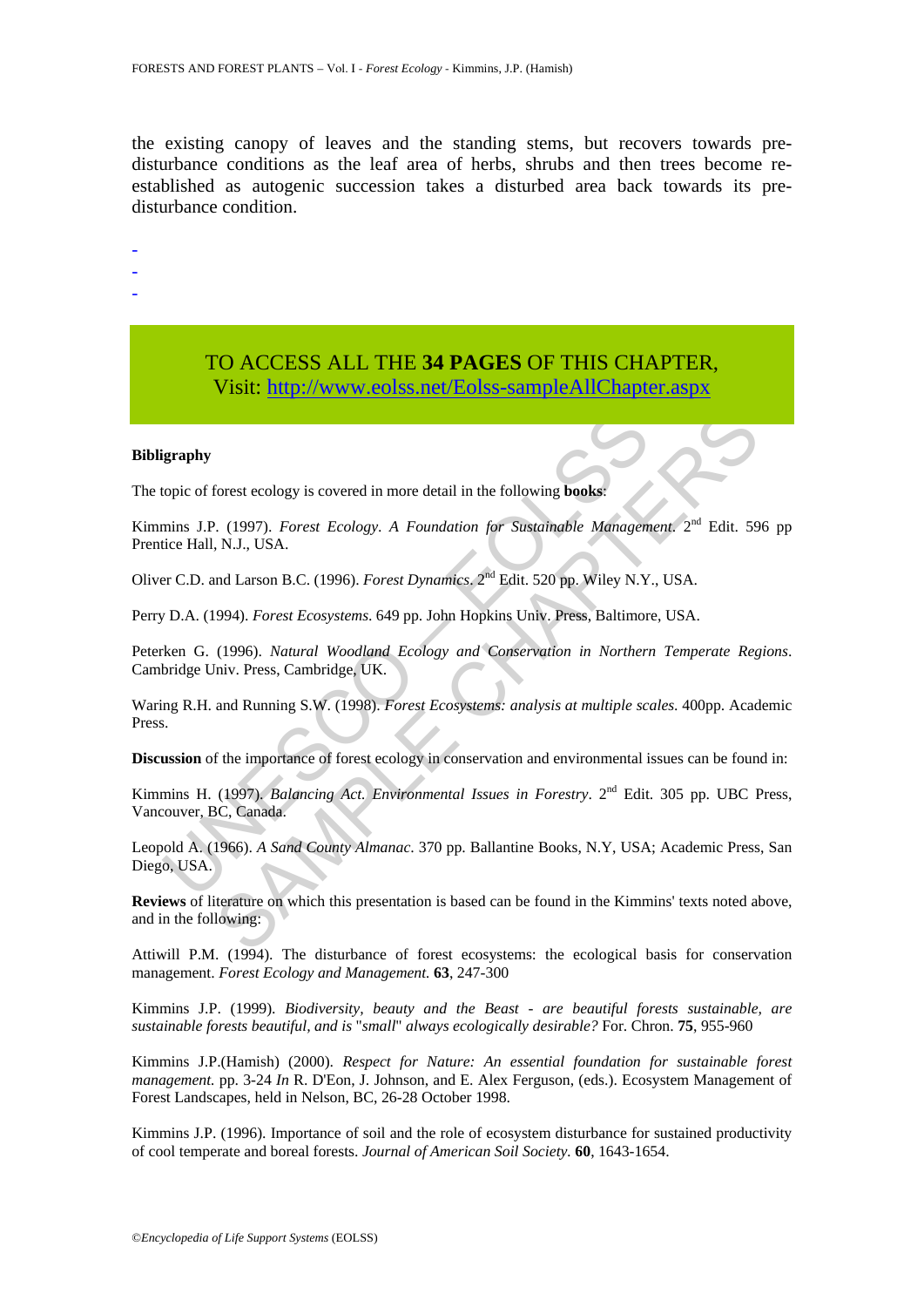the existing canopy of leaves and the standing stems, but recovers towards pre-disturbance conditions as the leaf area of herbs, shrubs and then trees become re-established as autogenic succession takes a disturbed area back towards its pre-disturbance condition.

-
-
-

TO ACCESS ALL THE **34 PAGES** OF THIS CHAPTER,
Visit: http://www.eolss.net/Eolss-sampleAllChapter.aspx

**Bibliography**

The topic of forest ecology is covered in more detail in the following **books**:

Kimmins J.P. (1997). *Forest Ecology. A Foundation for Sustainable Management*. 2nd Edit. 596 pp Prentice Hall, N.J., USA.

Oliver C.D. and Larson B.C. (1996). *Forest Dynamics*. 2nd Edit. 520 pp. Wiley N.Y., USA.

Perry D.A. (1994). *Forest Ecosystems*. 649 pp. John Hopkins Univ. Press, Baltimore, USA.

Peterken G. (1996). *Natural Woodland Ecology and Conservation in Northern Temperate Regions*. Cambridge Univ. Press, Cambridge, UK.

Waring R.H. and Running S.W. (1998). *Forest Ecosystems: analysis at multiple scales*. 400pp. Academic Press.

**Discussion** of the importance of forest ecology in conservation and environmental issues can be found in:

Kimmins H. (1997). *Balancing Act. Environmental Issues in Forestry*. 2nd Edit. 305 pp. UBC Press, Vancouver, BC, Canada.

Leopold A. (1966). *A Sand County Almanac*. 370 pp. Ballantine Books, N.Y, USA; Academic Press, San Diego, USA.

**Reviews** of literature on which this presentation is based can be found in the Kimmins' texts noted above, and in the following:

Attiwill P.M. (1994). The disturbance of forest ecosystems: the ecological basis for conservation management. *Forest Ecology and Management.* **63**, 247-300

Kimmins J.P. (1999). *Biodiversity, beauty and the Beast - are beautiful forests sustainable, are sustainable forests beautiful, and is "small" always ecologically desirable?* For. Chron. **75**, 955-960

Kimmins J.P.(Hamish) (2000). *Respect for Nature: An essential foundation for sustainable forest management.* pp. 3-24 *In* R. D'Eon, J. Johnson, and E. Alex Ferguson, (eds.). Ecosystem Management of Forest Landscapes, held in Nelson, BC, 26-28 October 1998.

Kimmins J.P. (1996). Importance of soil and the role of ecosystem disturbance for sustained productivity of cool temperate and boreal forests. *Journal of American Soil Society.* **60**, 1643-1654.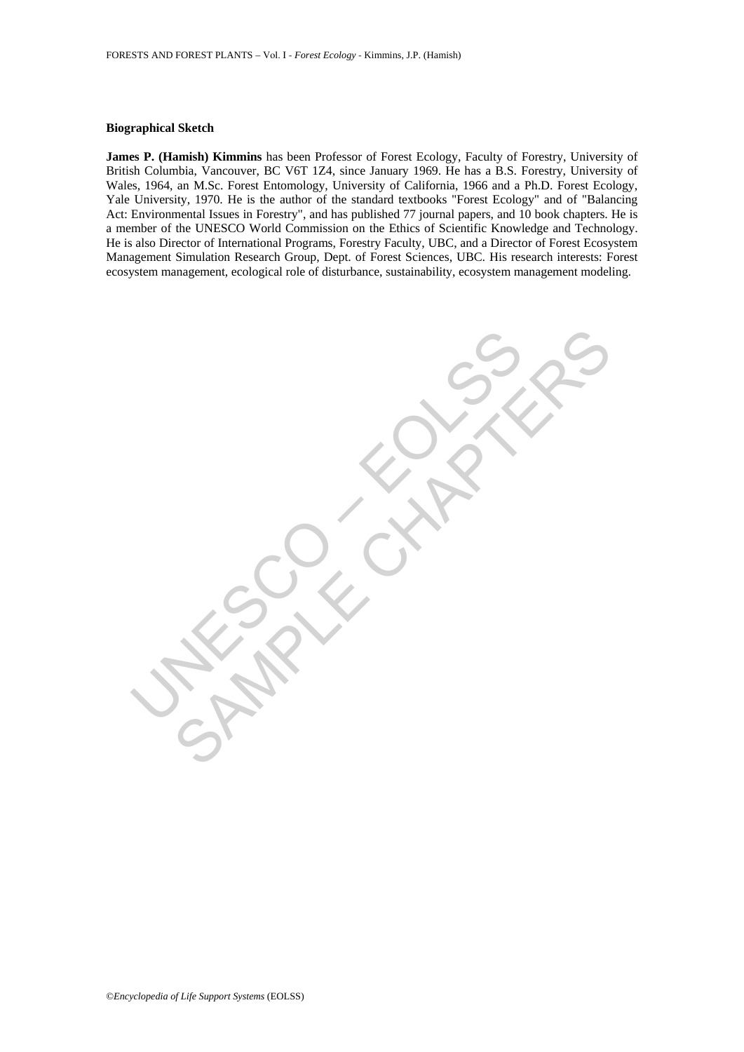**Biographical Sketch**

**James P. (Hamish) Kimmins** has been Professor of Forest Ecology, Faculty of Forestry, University of British Columbia, Vancouver, BC V6T 1Z4, since January 1969. He has a B.S. Forestry, University of Wales, 1964, an M.Sc. Forest Entomology, University of California, 1966 and a Ph.D. Forest Ecology, Yale University, 1970. He is the author of the standard textbooks "Forest Ecology" and of "Balancing Act: Environmental Issues in Forestry", and has published 77 journal papers, and 10 book chapters. He is a member of the UNESCO World Commission on the Ethics of Scientific Knowledge and Technology. He is also Director of International Programs, Forestry Faculty, UBC, and a Director of Forest Ecosystem Management Simulation Research Group, Dept. of Forest Sciences, UBC. His research interests: Forest ecosystem management, ecological role of disturbance, sustainability, ecosystem management modeling.